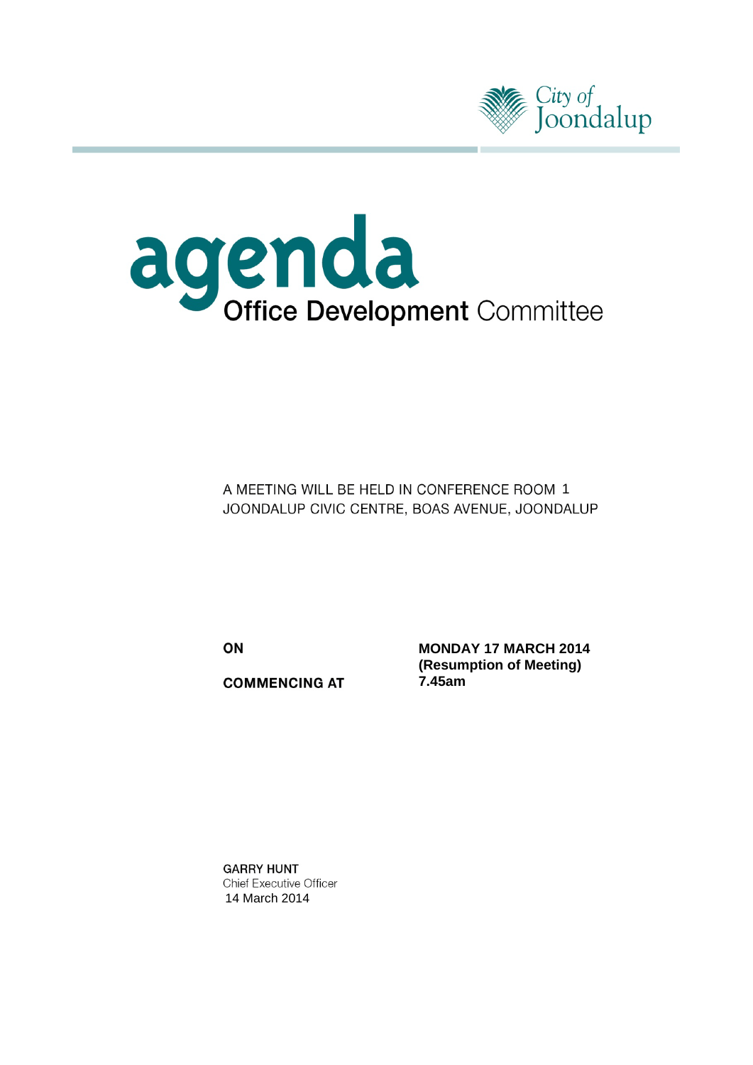City of Joondalup

# agenda

## Office Development Committee

A MEETING WILL BE HELD IN CONFERENCE ROOM 1
JOONDALUP CIVIC CENTRE, BOAS AVENUE, JOONDALUP

**ON** **MONDAY 17 MARCH 2014**
**(Resumption of Meeting)**

**COMMENCING AT** **7.45am**

**GARRY HUNT**
Chief Executive Officer
14 March 2014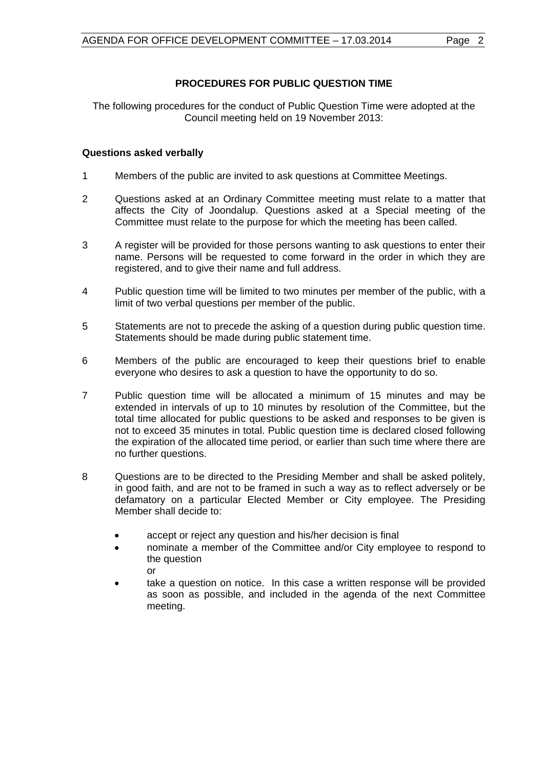## PROCEDURES FOR PUBLIC QUESTION TIME

The following procedures for the conduct of Public Question Time were adopted at the Council meeting held on 19 November 2013:

### Questions asked verbally

1. Members of the public are invited to ask questions at Committee Meetings.

2. Questions asked at an Ordinary Committee meeting must relate to a matter that affects the City of Joondalup. Questions asked at a Special meeting of the Committee must relate to the purpose for which the meeting has been called.

3. A register will be provided for those persons wanting to ask questions to enter their name. Persons will be requested to come forward in the order in which they are registered, and to give their name and full address.

4. Public question time will be limited to two minutes per member of the public, with a limit of two verbal questions per member of the public.

5. Statements are not to precede the asking of a question during public question time. Statements should be made during public statement time.

6. Members of the public are encouraged to keep their questions brief to enable everyone who desires to ask a question to have the opportunity to do so.

7. Public question time will be allocated a minimum of 15 minutes and may be extended in intervals of up to 10 minutes by resolution of the Committee, but the total time allocated for public questions to be asked and responses to be given is not to exceed 35 minutes in total. Public question time is declared closed following the expiration of the allocated time period, or earlier than such time where there are no further questions.

8. Questions are to be directed to the Presiding Member and shall be asked politely, in good faith, and are not to be framed in such a way as to reflect adversely or be defamatory on a particular Elected Member or City employee. The Presiding Member shall decide to:

   - accept or reject any question and his/her decision is final
   - nominate a member of the Committee and/or City employee to respond to the question
     or
   - take a question on notice. In this case a written response will be provided as soon as possible, and included in the agenda of the next Committee meeting.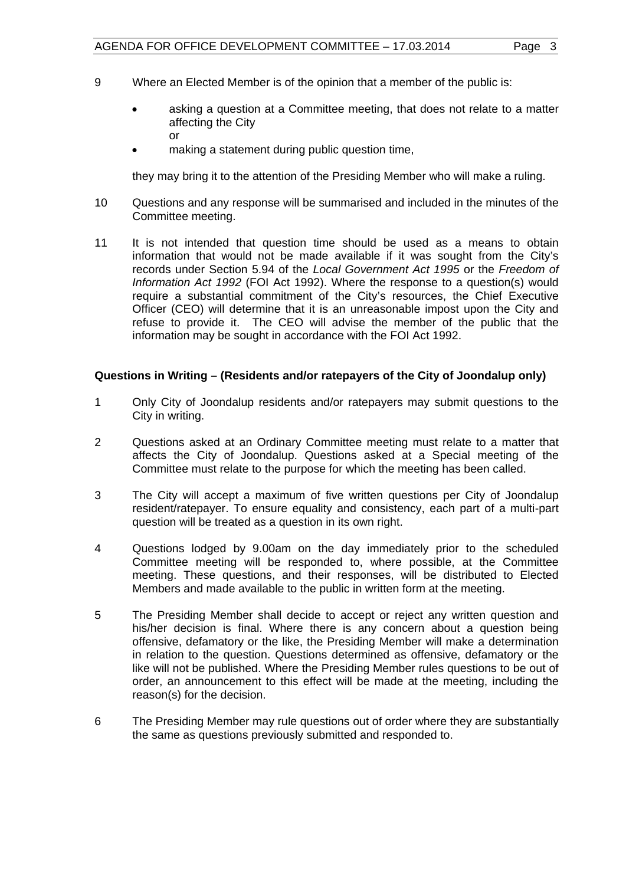9 Where an Elected Member is of the opinion that a member of the public is:

- asking a question at a Committee meeting, that does not relate to a matter affecting the City
  or
- making a statement during public question time,

they may bring it to the attention of the Presiding Member who will make a ruling.

10 Questions and any response will be summarised and included in the minutes of the Committee meeting.

11 It is not intended that question time should be used as a means to obtain information that would not be made available if it was sought from the City's records under Section 5.94 of the *Local Government Act 1995* or the *Freedom of Information Act 1992* (FOI Act 1992). Where the response to a question(s) would require a substantial commitment of the City's resources, the Chief Executive Officer (CEO) will determine that it is an unreasonable impost upon the City and refuse to provide it. The CEO will advise the member of the public that the information may be sought in accordance with the FOI Act 1992.

**Questions in Writing – (Residents and/or ratepayers of the City of Joondalup only)**

1 Only City of Joondalup residents and/or ratepayers may submit questions to the City in writing.

2 Questions asked at an Ordinary Committee meeting must relate to a matter that affects the City of Joondalup. Questions asked at a Special meeting of the Committee must relate to the purpose for which the meeting has been called.

3 The City will accept a maximum of five written questions per City of Joondalup resident/ratepayer. To ensure equality and consistency, each part of a multi-part question will be treated as a question in its own right.

4 Questions lodged by 9.00am on the day immediately prior to the scheduled Committee meeting will be responded to, where possible, at the Committee meeting. These questions, and their responses, will be distributed to Elected Members and made available to the public in written form at the meeting.

5 The Presiding Member shall decide to accept or reject any written question and his/her decision is final. Where there is any concern about a question being offensive, defamatory or the like, the Presiding Member will make a determination in relation to the question. Questions determined as offensive, defamatory or the like will not be published. Where the Presiding Member rules questions to be out of order, an announcement to this effect will be made at the meeting, including the reason(s) for the decision.

6 The Presiding Member may rule questions out of order where they are substantially the same as questions previously submitted and responded to.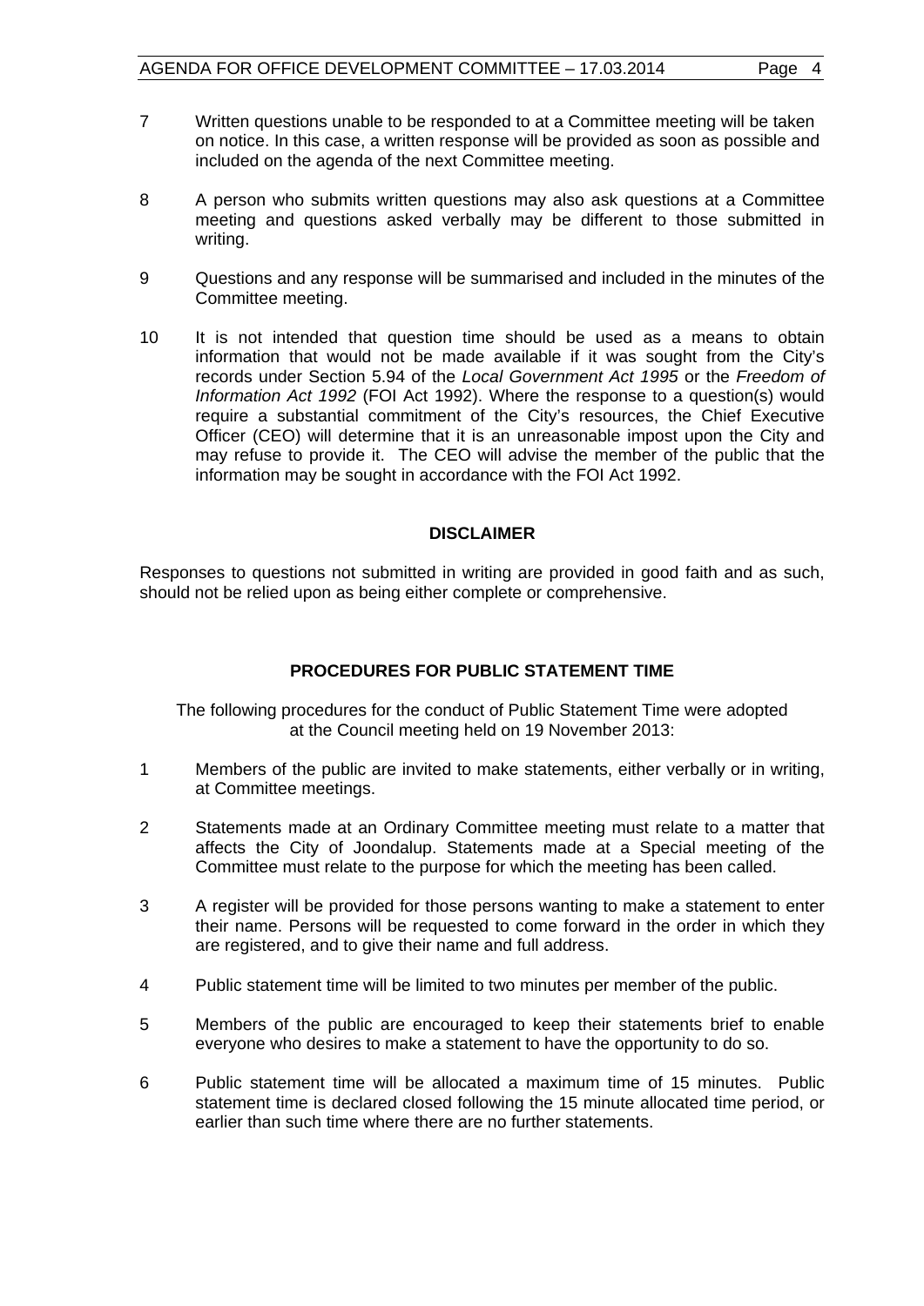7 Written questions unable to be responded to at a Committee meeting will be taken on notice. In this case, a written response will be provided as soon as possible and included on the agenda of the next Committee meeting.

8 A person who submits written questions may also ask questions at a Committee meeting and questions asked verbally may be different to those submitted in writing.

9 Questions and any response will be summarised and included in the minutes of the Committee meeting.

10 It is not intended that question time should be used as a means to obtain information that would not be made available if it was sought from the City's records under Section 5.94 of the *Local Government Act 1995* or the *Freedom of Information Act 1992* (FOI Act 1992). Where the response to a question(s) would require a substantial commitment of the City's resources, the Chief Executive Officer (CEO) will determine that it is an unreasonable impost upon the City and may refuse to provide it. The CEO will advise the member of the public that the information may be sought in accordance with the FOI Act 1992.

**DISCLAIMER**

Responses to questions not submitted in writing are provided in good faith and as such, should not be relied upon as being either complete or comprehensive.

**PROCEDURES FOR PUBLIC STATEMENT TIME**

The following procedures for the conduct of Public Statement Time were adopted at the Council meeting held on 19 November 2013:

1 Members of the public are invited to make statements, either verbally or in writing, at Committee meetings.

2 Statements made at an Ordinary Committee meeting must relate to a matter that affects the City of Joondalup. Statements made at a Special meeting of the Committee must relate to the purpose for which the meeting has been called.

3 A register will be provided for those persons wanting to make a statement to enter their name. Persons will be requested to come forward in the order in which they are registered, and to give their name and full address.

4 Public statement time will be limited to two minutes per member of the public.

5 Members of the public are encouraged to keep their statements brief to enable everyone who desires to make a statement to have the opportunity to do so.

6 Public statement time will be allocated a maximum time of 15 minutes. Public statement time is declared closed following the 15 minute allocated time period, or earlier than such time where there are no further statements.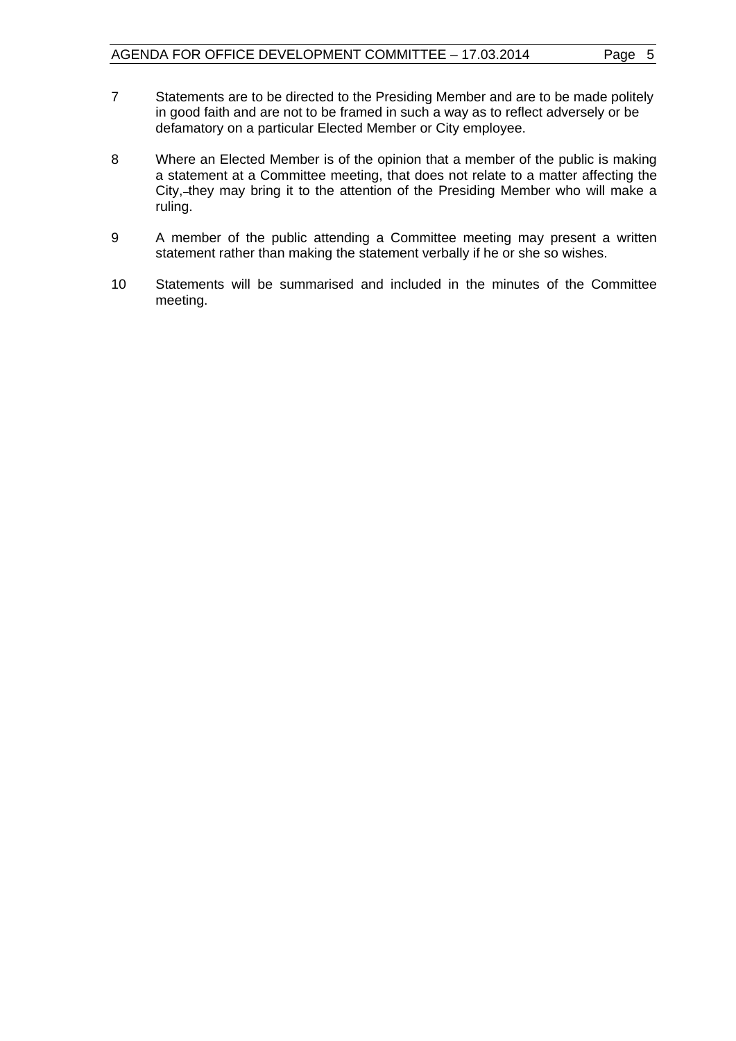7 Statements are to be directed to the Presiding Member and are to be made politely in good faith and are not to be framed in such a way as to reflect adversely or be defamatory on a particular Elected Member or City employee.

8 Where an Elected Member is of the opinion that a member of the public is making a statement at a Committee meeting, that does not relate to a matter affecting the City, they may bring it to the attention of the Presiding Member who will make a ruling.

9 A member of the public attending a Committee meeting may present a written statement rather than making the statement verbally if he or she so wishes.

10 Statements will be summarised and included in the minutes of the Committee meeting.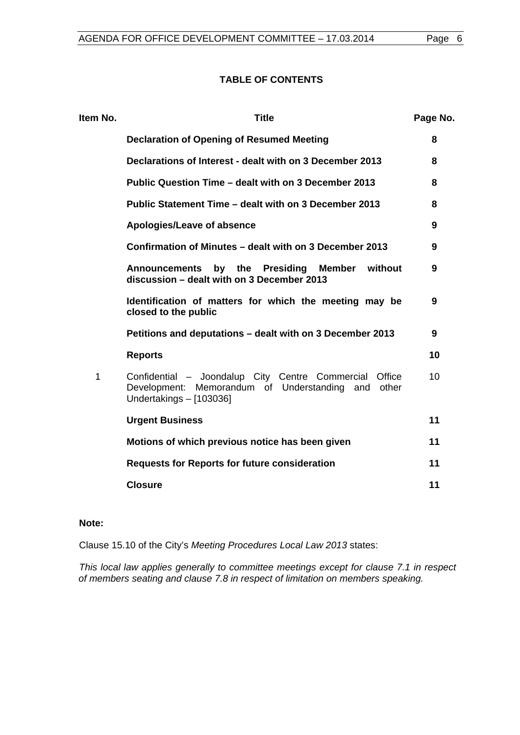## TABLE OF CONTENTS

| Item No. | Title | Page No. |
|---|---|---|
| | **Declaration of Opening of Resumed Meeting** | **8** |
| | **Declarations of Interest - dealt with on 3 December 2013** | **8** |
| | **Public Question Time – dealt with on 3 December 2013** | **8** |
| | **Public Statement Time – dealt with on 3 December 2013** | **8** |
| | **Apologies/Leave of absence** | **9** |
| | **Confirmation of Minutes – dealt with on 3 December 2013** | **9** |
| | **Announcements by the Presiding Member without discussion – dealt with on 3 December 2013** | **9** |
| | **Identification of matters for which the meeting may be closed to the public** | **9** |
| | **Petitions and deputations – dealt with on 3 December 2013** | **9** |
| | **Reports** | **10** |
| 1 | Confidential – Joondalup City Centre Commercial Office Development: Memorandum of Understanding and other Undertakings – [103036] | 10 |
| | **Urgent Business** | **11** |
| | **Motions of which previous notice has been given** | **11** |
| | **Requests for Reports for future consideration** | **11** |
| | **Closure** | **11** |

**Note:**

Clause 15.10 of the City's *Meeting Procedures Local Law 2013* states:

*This local law applies generally to committee meetings except for clause 7.1 in respect of members seating and clause 7.8 in respect of limitation on members speaking.*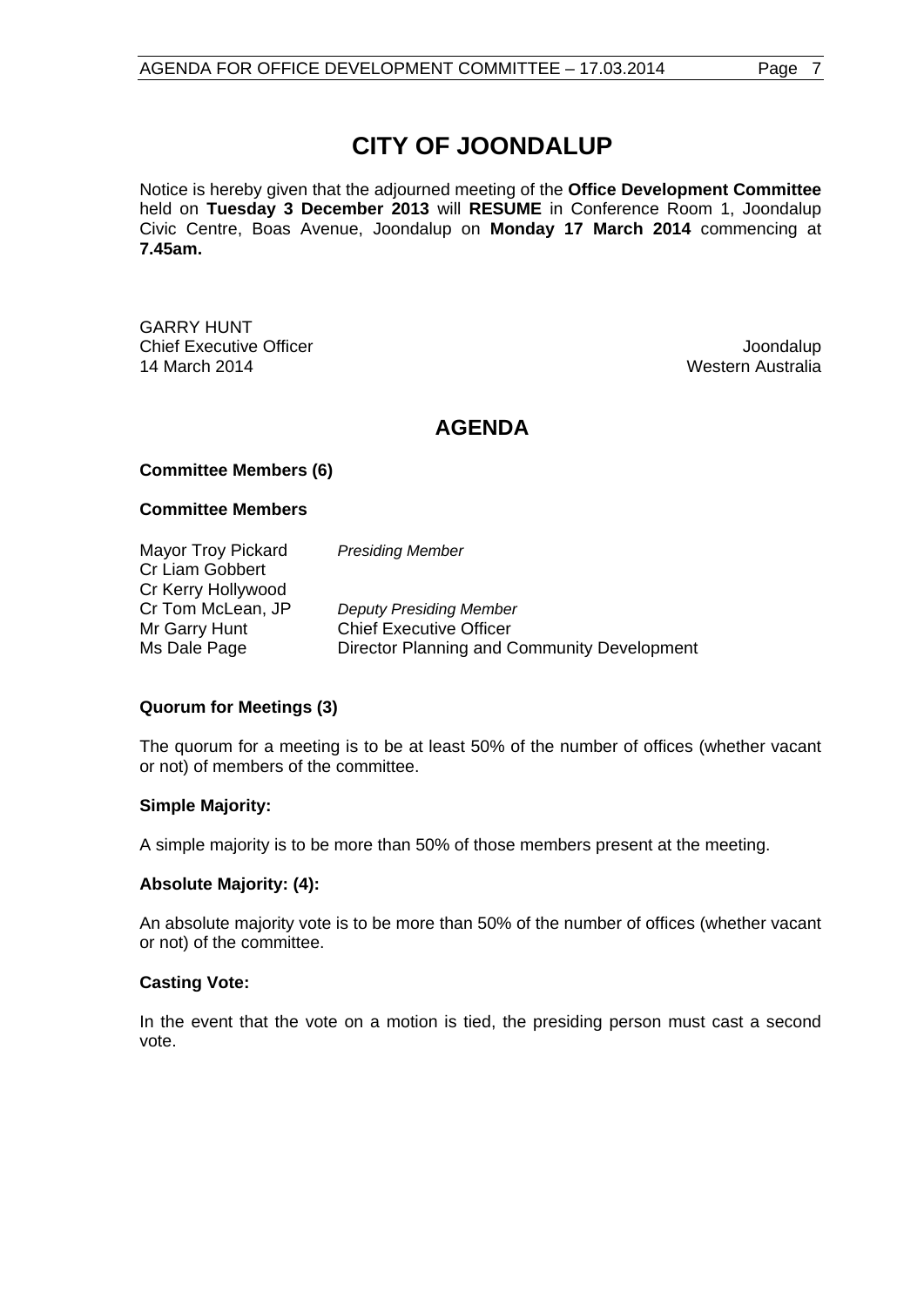# CITY OF JOONDALUP

Notice is hereby given that the adjourned meeting of the **Office Development Committee** held on **Tuesday 3 December 2013** will **RESUME** in Conference Room 1, Joondalup Civic Centre, Boas Avenue, Joondalup on **Monday 17 March 2014** commencing at **7.45am.**

GARRY HUNT
Chief Executive Officer
14 March 2014

Joondalup
Western Australia

## AGENDA

**Committee Members (6)**

**Committee Members**

| | |
|---|---|
| Mayor Troy Pickard | *Presiding Member* |
| Cr Liam Gobbert | |
| Cr Kerry Hollywood | |
| Cr Tom McLean, JP | *Deputy Presiding Member* |
| Mr Garry Hunt | Chief Executive Officer |
| Ms Dale Page | Director Planning and Community Development |

**Quorum for Meetings (3)**

The quorum for a meeting is to be at least 50% of the number of offices (whether vacant or not) of members of the committee.

**Simple Majority:**

A simple majority is to be more than 50% of those members present at the meeting.

**Absolute Majority: (4):**

An absolute majority vote is to be more than 50% of the number of offices (whether vacant or not) of the committee.

**Casting Vote:**

In the event that the vote on a motion is tied, the presiding person must cast a second vote.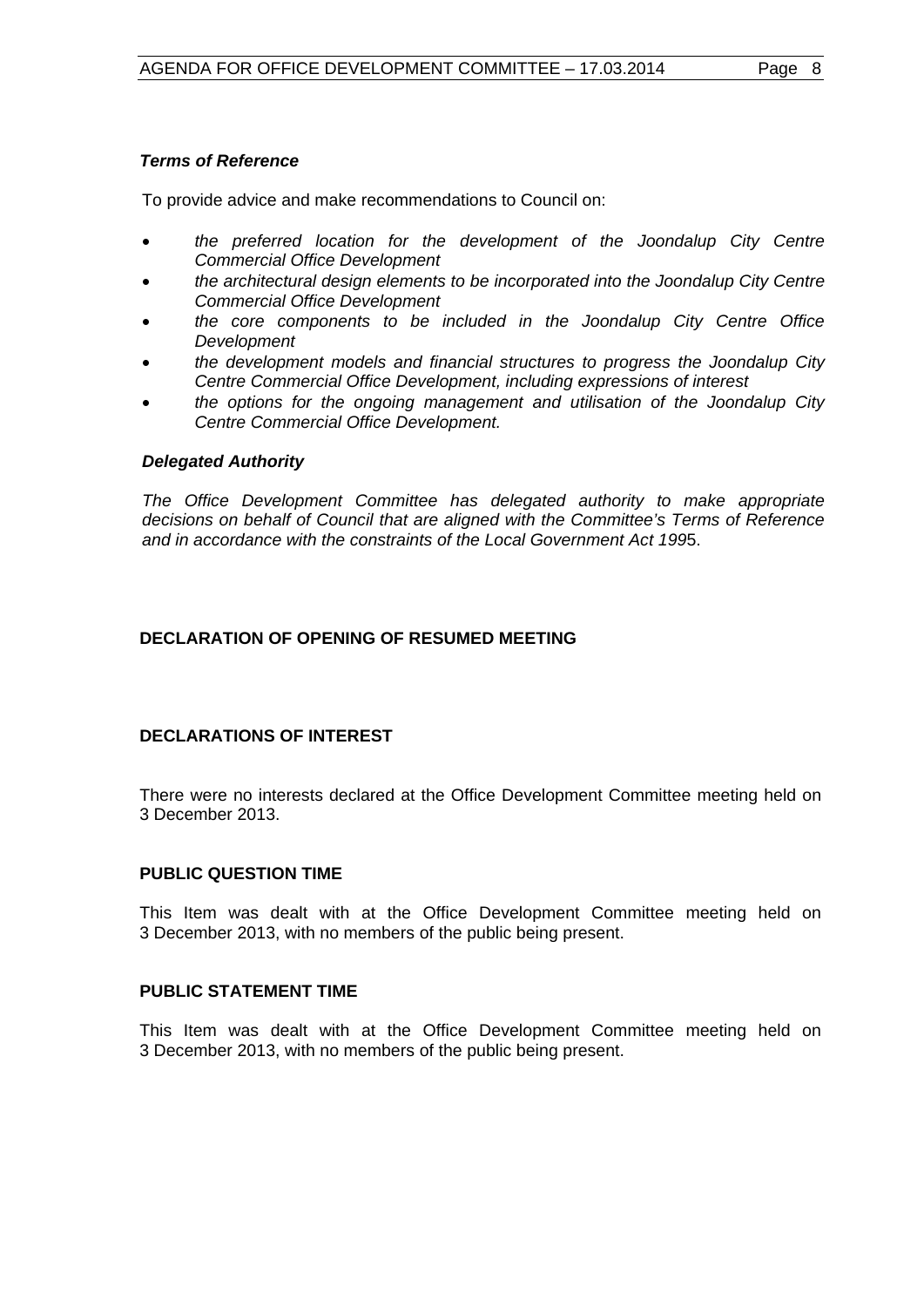***Terms of Reference***

To provide advice and make recommendations to Council on:

- *the preferred location for the development of the Joondalup City Centre Commercial Office Development*
- *the architectural design elements to be incorporated into the Joondalup City Centre Commercial Office Development*
- *the core components to be included in the Joondalup City Centre Office Development*
- *the development models and financial structures to progress the Joondalup City Centre Commercial Office Development, including expressions of interest*
- *the options for the ongoing management and utilisation of the Joondalup City Centre Commercial Office Development.*

***Delegated Authority***

*The Office Development Committee has delegated authority to make appropriate decisions on behalf of Council that are aligned with the Committee's Terms of Reference and in accordance with the constraints of the Local Government Act 199*5.

**DECLARATION OF OPENING OF RESUMED MEETING**

**DECLARATIONS OF INTEREST**

There were no interests declared at the Office Development Committee meeting held on 3 December 2013.

**PUBLIC QUESTION TIME**

This Item was dealt with at the Office Development Committee meeting held on 3 December 2013, with no members of the public being present.

**PUBLIC STATEMENT TIME**

This Item was dealt with at the Office Development Committee meeting held on 3 December 2013, with no members of the public being present.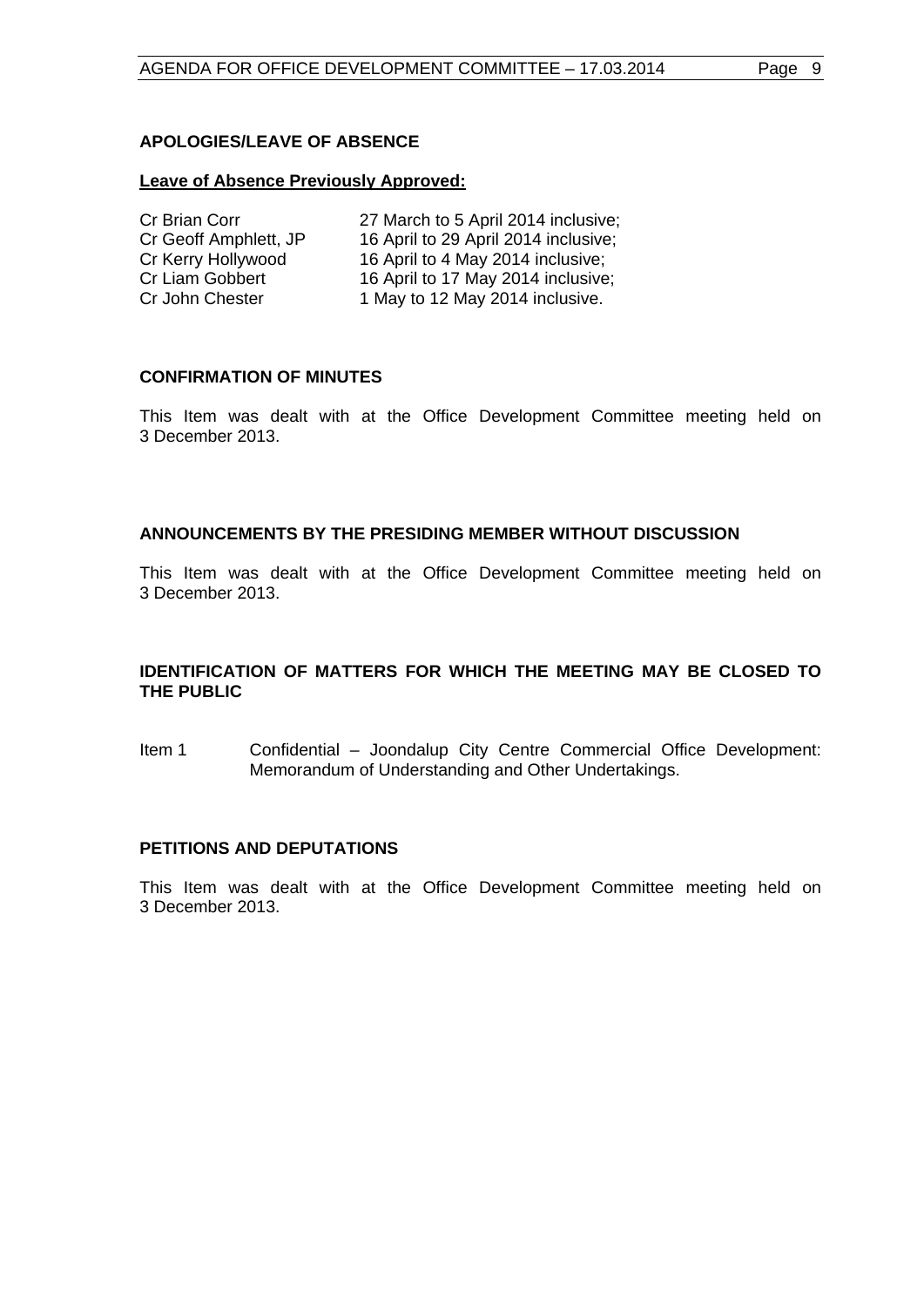## APOLOGIES/LEAVE OF ABSENCE

**Leave of Absence Previously Approved:**

| | |
|---|---|
| Cr Brian Corr | 27 March to 5 April 2014 inclusive; |
| Cr Geoff Amphlett, JP | 16 April to 29 April 2014 inclusive; |
| Cr Kerry Hollywood | 16 April to 4 May 2014 inclusive; |
| Cr Liam Gobbert | 16 April to 17 May 2014 inclusive; |
| Cr John Chester | 1 May to 12 May 2014 inclusive. |

## CONFIRMATION OF MINUTES

This Item was dealt with at the Office Development Committee meeting held on 3 December 2013.

## ANNOUNCEMENTS BY THE PRESIDING MEMBER WITHOUT DISCUSSION

This Item was dealt with at the Office Development Committee meeting held on 3 December 2013.

## IDENTIFICATION OF MATTERS FOR WHICH THE MEETING MAY BE CLOSED TO THE PUBLIC

Item 1 Confidential – Joondalup City Centre Commercial Office Development: Memorandum of Understanding and Other Undertakings.

## PETITIONS AND DEPUTATIONS

This Item was dealt with at the Office Development Committee meeting held on 3 December 2013.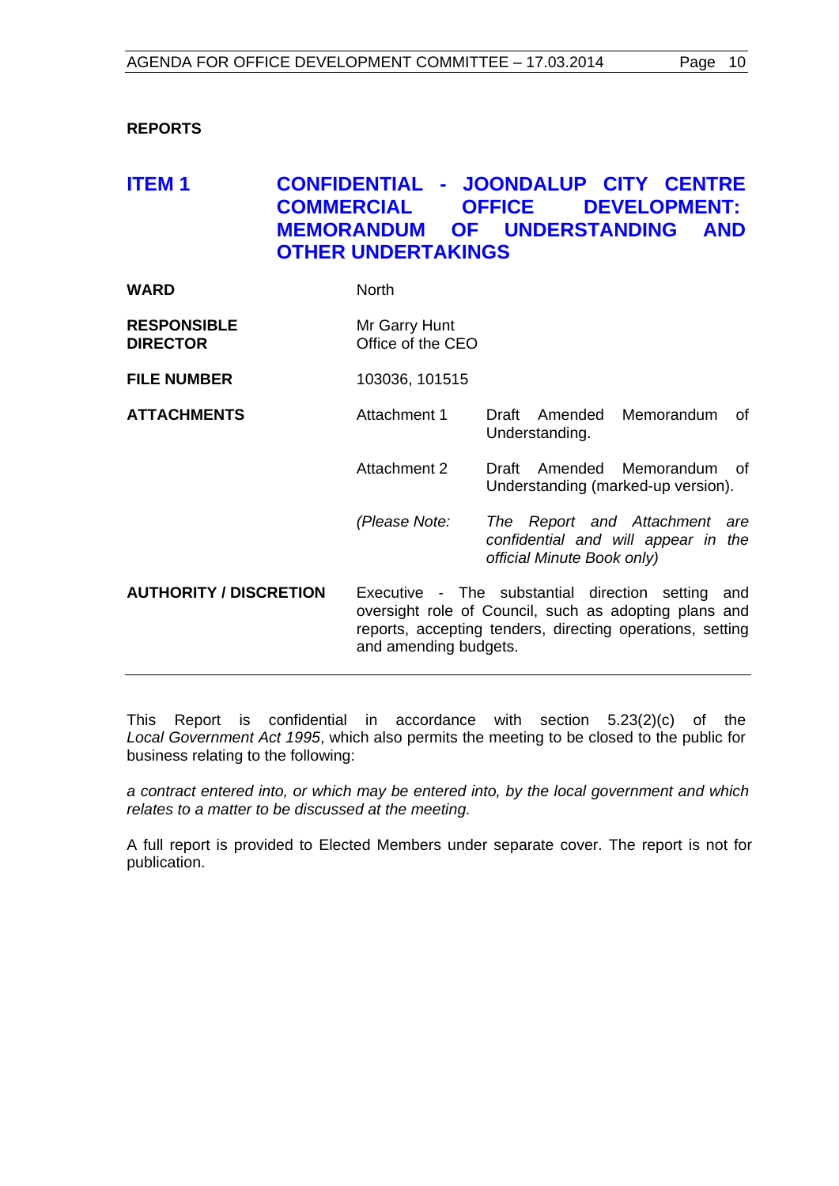**REPORTS**

## ITEM 1 CONFIDENTIAL - JOONDALUP CITY CENTRE COMMERCIAL OFFICE DEVELOPMENT: MEMORANDUM OF UNDERSTANDING AND OTHER UNDERTAKINGS

| | | |
|---|---|---|
| **WARD** | North | |
| **RESPONSIBLE DIRECTOR** | Mr Garry Hunt<br>Office of the CEO | |
| **FILE NUMBER** | 103036, 101515 | |
| **ATTACHMENTS** | Attachment 1 | Draft Amended Memorandum of Understanding. |
| | Attachment 2 | Draft Amended Memorandum of Understanding (marked-up version). |
| | *(Please Note:* | *The Report and Attachment are confidential and will appear in the official Minute Book only)* |
| **AUTHORITY / DISCRETION** | Executive - The substantial direction setting and oversight role of Council, such as adopting plans and reports, accepting tenders, directing operations, setting and amending budgets. | |

This Report is confidential in accordance with section 5.23(2)(c) of the *Local Government Act 1995*, which also permits the meeting to be closed to the public for business relating to the following:

*a contract entered into, or which may be entered into, by the local government and which relates to a matter to be discussed at the meeting.*

A full report is provided to Elected Members under separate cover. The report is not for publication.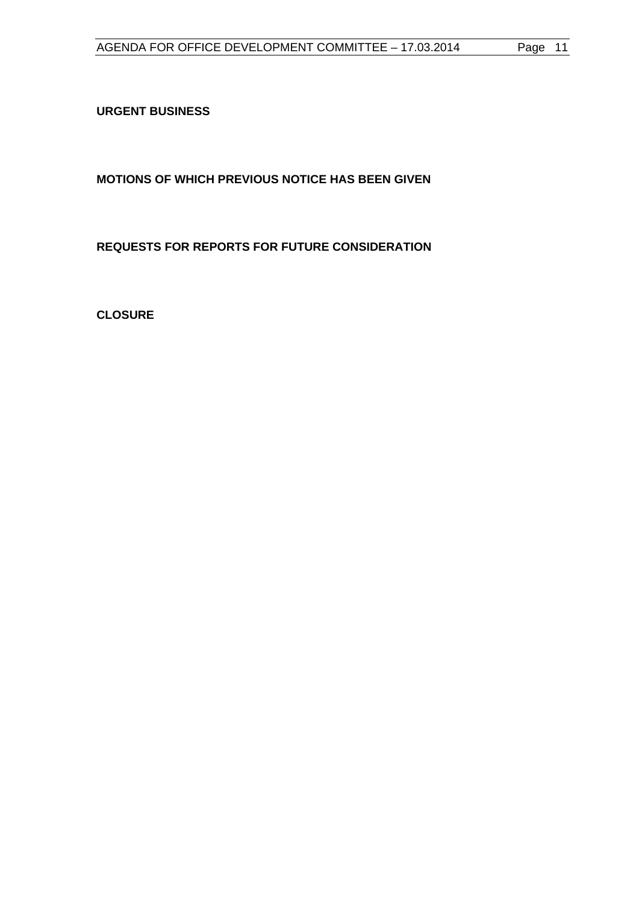**URGENT BUSINESS**

**MOTIONS OF WHICH PREVIOUS NOTICE HAS BEEN GIVEN**

**REQUESTS FOR REPORTS FOR FUTURE CONSIDERATION**

**CLOSURE**